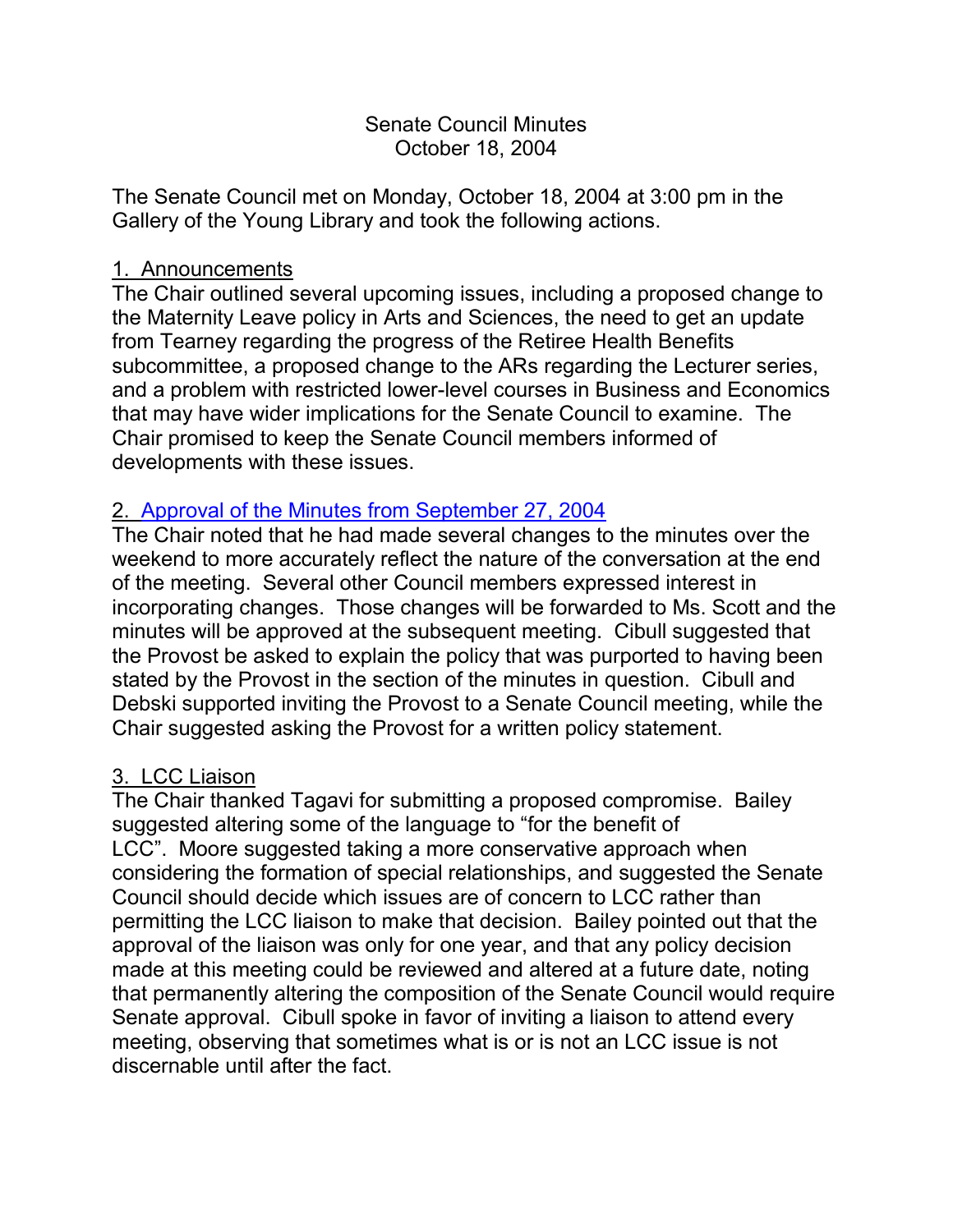# Senate Council Minutes
## October 18, 2004

The Senate Council met on Monday, October 18, 2004 at 3:00 pm in the Gallery of the Young Library and took the following actions.

### 1. Announcements

The Chair outlined several upcoming issues, including a proposed change to the Maternity Leave policy in Arts and Sciences, the need to get an update from Tearney regarding the progress of the Retiree Health Benefits subcommittee, a proposed change to the ARs regarding the Lecturer series, and a problem with restricted lower-level courses in Business and Economics that may have wider implications for the Senate Council to examine. The Chair promised to keep the Senate Council members informed of developments with these issues.

### 2. Approval of the Minutes from September 27, 2004

The Chair noted that he had made several changes to the minutes over the weekend to more accurately reflect the nature of the conversation at the end of the meeting. Several other Council members expressed interest in incorporating changes. Those changes will be forwarded to Ms. Scott and the minutes will be approved at the subsequent meeting. Cibull suggested that the Provost be asked to explain the policy that was purported to having been stated by the Provost in the section of the minutes in question. Cibull and Debski supported inviting the Provost to a Senate Council meeting, while the Chair suggested asking the Provost for a written policy statement.

### 3. LCC Liaison

The Chair thanked Tagavi for submitting a proposed compromise. Bailey suggested altering some of the language to "for the benefit of LCC". Moore suggested taking a more conservative approach when considering the formation of special relationships, and suggested the Senate Council should decide which issues are of concern to LCC rather than permitting the LCC liaison to make that decision. Bailey pointed out that the approval of the liaison was only for one year, and that any policy decision made at this meeting could be reviewed and altered at a future date, noting that permanently altering the composition of the Senate Council would require Senate approval. Cibull spoke in favor of inviting a liaison to attend every meeting, observing that sometimes what is or is not an LCC issue is not discernable until after the fact.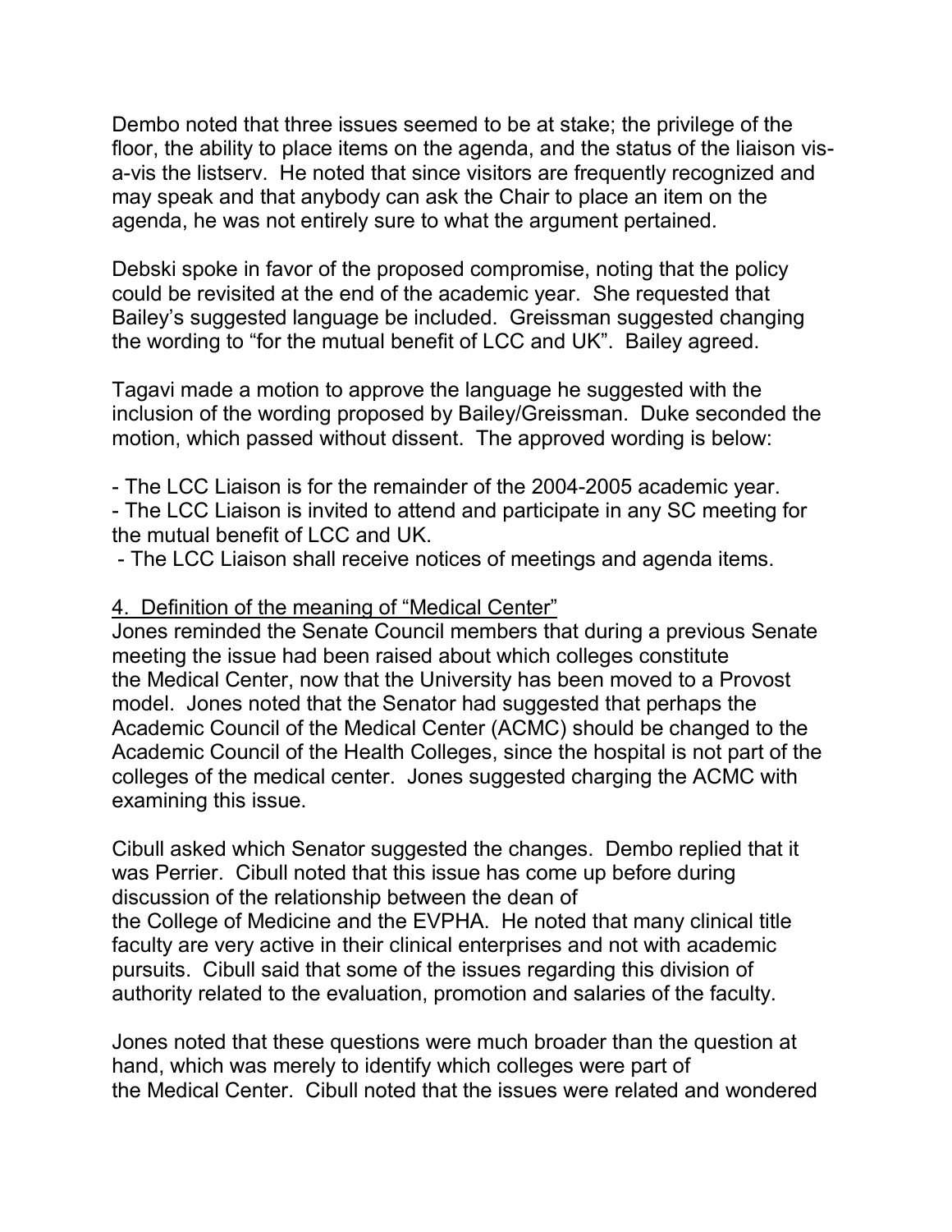Dembo noted that three issues seemed to be at stake; the privilege of the floor, the ability to place items on the agenda, and the status of the liaison vis-a-vis the listserv. He noted that since visitors are frequently recognized and may speak and that anybody can ask the Chair to place an item on the agenda, he was not entirely sure to what the argument pertained.

Debski spoke in favor of the proposed compromise, noting that the policy could be revisited at the end of the academic year. She requested that Bailey's suggested language be included. Greissman suggested changing the wording to "for the mutual benefit of LCC and UK". Bailey agreed.

Tagavi made a motion to approve the language he suggested with the inclusion of the wording proposed by Bailey/Greissman. Duke seconded the motion, which passed without dissent. The approved wording is below:

- The LCC Liaison is for the remainder of the 2004-2005 academic year.
- The LCC Liaison is invited to attend and participate in any SC meeting for the mutual benefit of LCC and UK.
- The LCC Liaison shall receive notices of meetings and agenda items.

4. Definition of the meaning of "Medical Center"

Jones reminded the Senate Council members that during a previous Senate meeting the issue had been raised about which colleges constitute the Medical Center, now that the University has been moved to a Provost model. Jones noted that the Senator had suggested that perhaps the Academic Council of the Medical Center (ACMC) should be changed to the Academic Council of the Health Colleges, since the hospital is not part of the colleges of the medical center. Jones suggested charging the ACMC with examining this issue.

Cibull asked which Senator suggested the changes. Dembo replied that it was Perrier. Cibull noted that this issue has come up before during discussion of the relationship between the dean of the College of Medicine and the EVPHA. He noted that many clinical title faculty are very active in their clinical enterprises and not with academic pursuits. Cibull said that some of the issues regarding this division of authority related to the evaluation, promotion and salaries of the faculty.

Jones noted that these questions were much broader than the question at hand, which was merely to identify which colleges were part of the Medical Center. Cibull noted that the issues were related and wondered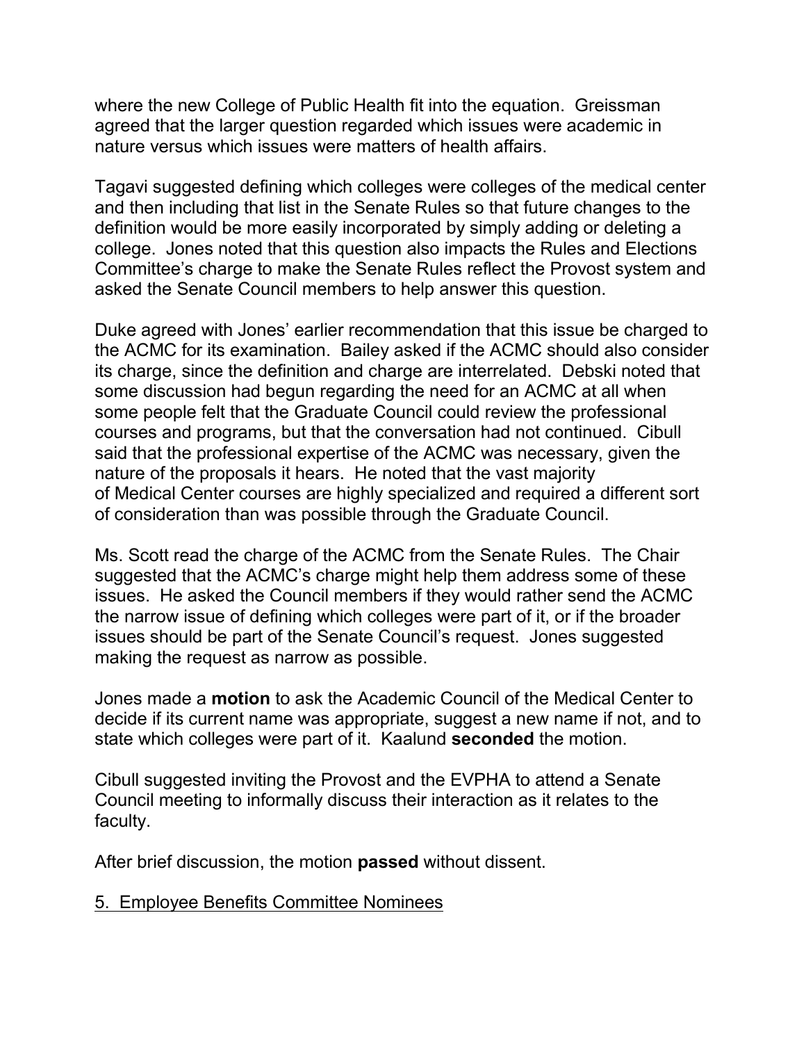where the new College of Public Health fit into the equation. Greissman agreed that the larger question regarded which issues were academic in nature versus which issues were matters of health affairs.

Tagavi suggested defining which colleges were colleges of the medical center and then including that list in the Senate Rules so that future changes to the definition would be more easily incorporated by simply adding or deleting a college. Jones noted that this question also impacts the Rules and Elections Committee's charge to make the Senate Rules reflect the Provost system and asked the Senate Council members to help answer this question.

Duke agreed with Jones' earlier recommendation that this issue be charged to the ACMC for its examination. Bailey asked if the ACMC should also consider its charge, since the definition and charge are interrelated. Debski noted that some discussion had begun regarding the need for an ACMC at all when some people felt that the Graduate Council could review the professional courses and programs, but that the conversation had not continued. Cibull said that the professional expertise of the ACMC was necessary, given the nature of the proposals it hears. He noted that the vast majority of Medical Center courses are highly specialized and required a different sort of consideration than was possible through the Graduate Council.

Ms. Scott read the charge of the ACMC from the Senate Rules. The Chair suggested that the ACMC's charge might help them address some of these issues. He asked the Council members if they would rather send the ACMC the narrow issue of defining which colleges were part of it, or if the broader issues should be part of the Senate Council's request. Jones suggested making the request as narrow as possible.

Jones made a **motion** to ask the Academic Council of the Medical Center to decide if its current name was appropriate, suggest a new name if not, and to state which colleges were part of it. Kaalund **seconded** the motion.

Cibull suggested inviting the Provost and the EVPHA to attend a Senate Council meeting to informally discuss their interaction as it relates to the faculty.

After brief discussion, the motion **passed** without dissent.

5. Employee Benefits Committee Nominees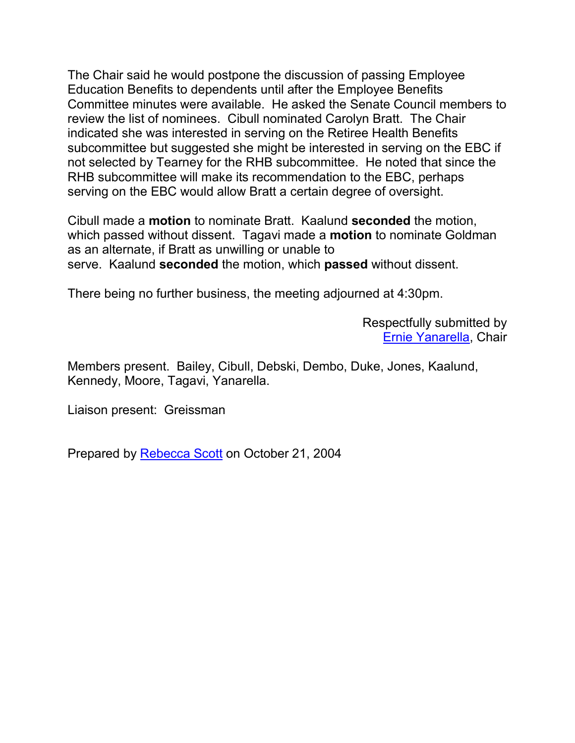The Chair said he would postpone the discussion of passing Employee Education Benefits to dependents until after the Employee Benefits Committee minutes were available. He asked the Senate Council members to review the list of nominees. Cibull nominated Carolyn Bratt. The Chair indicated she was interested in serving on the Retiree Health Benefits subcommittee but suggested she might be interested in serving on the EBC if not selected by Tearney for the RHB subcommittee. He noted that since the RHB subcommittee will make its recommendation to the EBC, perhaps serving on the EBC would allow Bratt a certain degree of oversight.

Cibull made a **motion** to nominate Bratt. Kaalund **seconded** the motion, which passed without dissent. Tagavi made a **motion** to nominate Goldman as an alternate, if Bratt as unwilling or unable to serve. Kaalund **seconded** the motion, which **passed** without dissent.

There being no further business, the meeting adjourned at 4:30pm.

Respectfully submitted by
Ernie Yanarella, Chair

Members present. Bailey, Cibull, Debski, Dembo, Duke, Jones, Kaalund, Kennedy, Moore, Tagavi, Yanarella.

Liaison present: Greissman

Prepared by Rebecca Scott on October 21, 2004